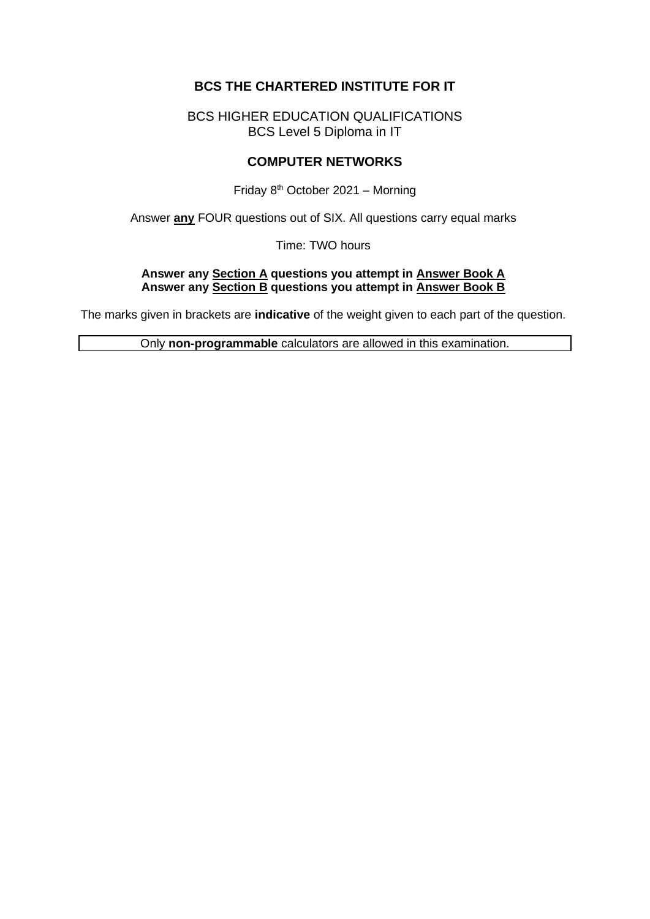# BCS THE CHARTERED INSTITUTE FOR IT

BCS HIGHER EDUCATION QUALIFICATIONS
BCS Level 5 Diploma in IT

## COMPUTER NETWORKS

Friday 8th October 2021 – Morning

Answer **any** FOUR questions out of SIX. All questions carry equal marks

Time: TWO hours

**Answer any Section A questions you attempt in Answer Book A**
**Answer any Section B questions you attempt in Answer Book B**

The marks given in brackets are **indicative** of the weight given to each part of the question.

Only **non-programmable** calculators are allowed in this examination.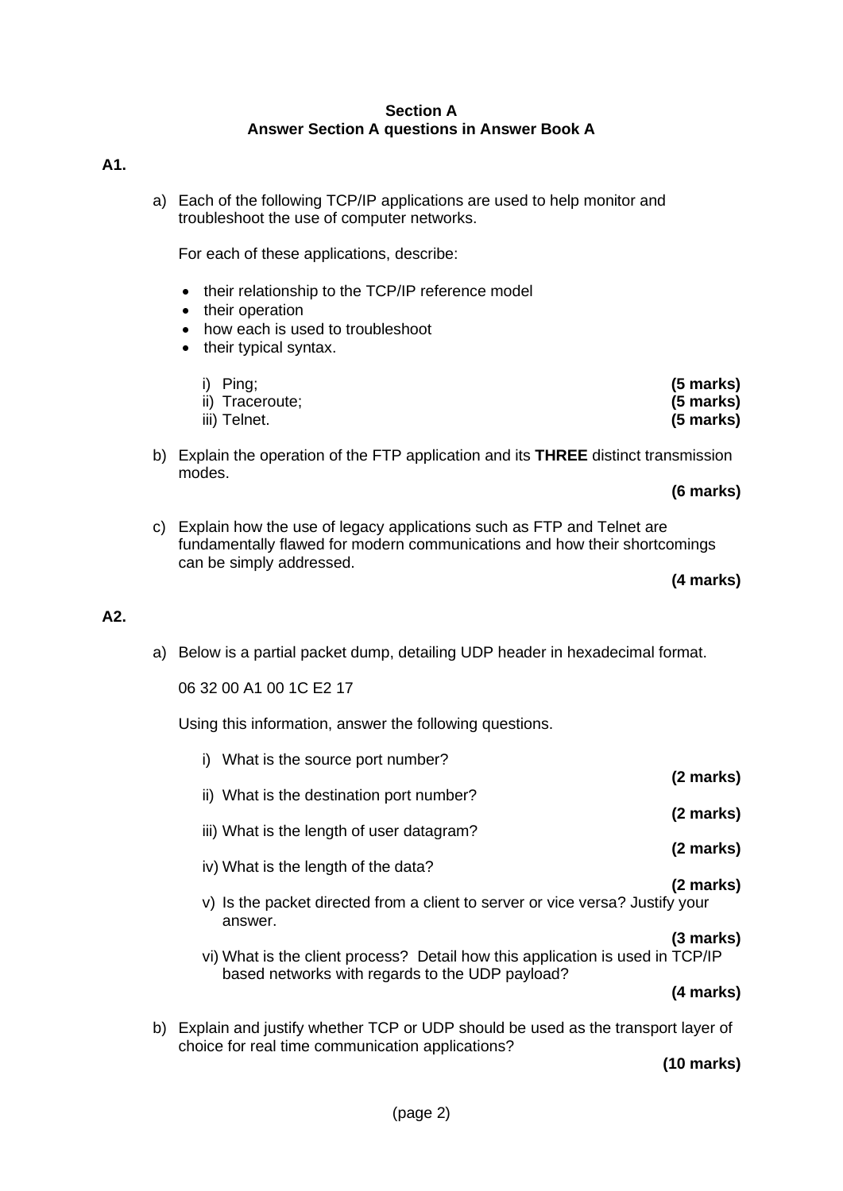**Section A**
**Answer Section A questions in Answer Book A**

**A1.**

a) Each of the following TCP/IP applications are used to help monitor and troubleshoot the use of computer networks.

For each of these applications, describe:

- their relationship to the TCP/IP reference model
- their operation
- how each is used to troubleshoot
- their typical syntax.

i) Ping; **(5 marks)**
ii) Traceroute; **(5 marks)**
iii) Telnet. **(5 marks)**

b) Explain the operation of the FTP application and its **THREE** distinct transmission modes.

**(6 marks)**

c) Explain how the use of legacy applications such as FTP and Telnet are fundamentally flawed for modern communications and how their shortcomings can be simply addressed.

**(4 marks)**

**A2.**

a) Below is a partial packet dump, detailing UDP header in hexadecimal format.

06 32 00 A1 00 1C E2 17

Using this information, answer the following questions.

i) What is the source port number?

**(2 marks)**

ii) What is the destination port number?

**(2 marks)**

iii) What is the length of user datagram?

**(2 marks)**

iv) What is the length of the data?

**(2 marks)**

v) Is the packet directed from a client to server or vice versa? Justify your answer.

**(3 marks)**

vi) What is the client process? Detail how this application is used in TCP/IP based networks with regards to the UDP payload?

**(4 marks)**

b) Explain and justify whether TCP or UDP should be used as the transport layer of choice for real time communication applications?

**(10 marks)**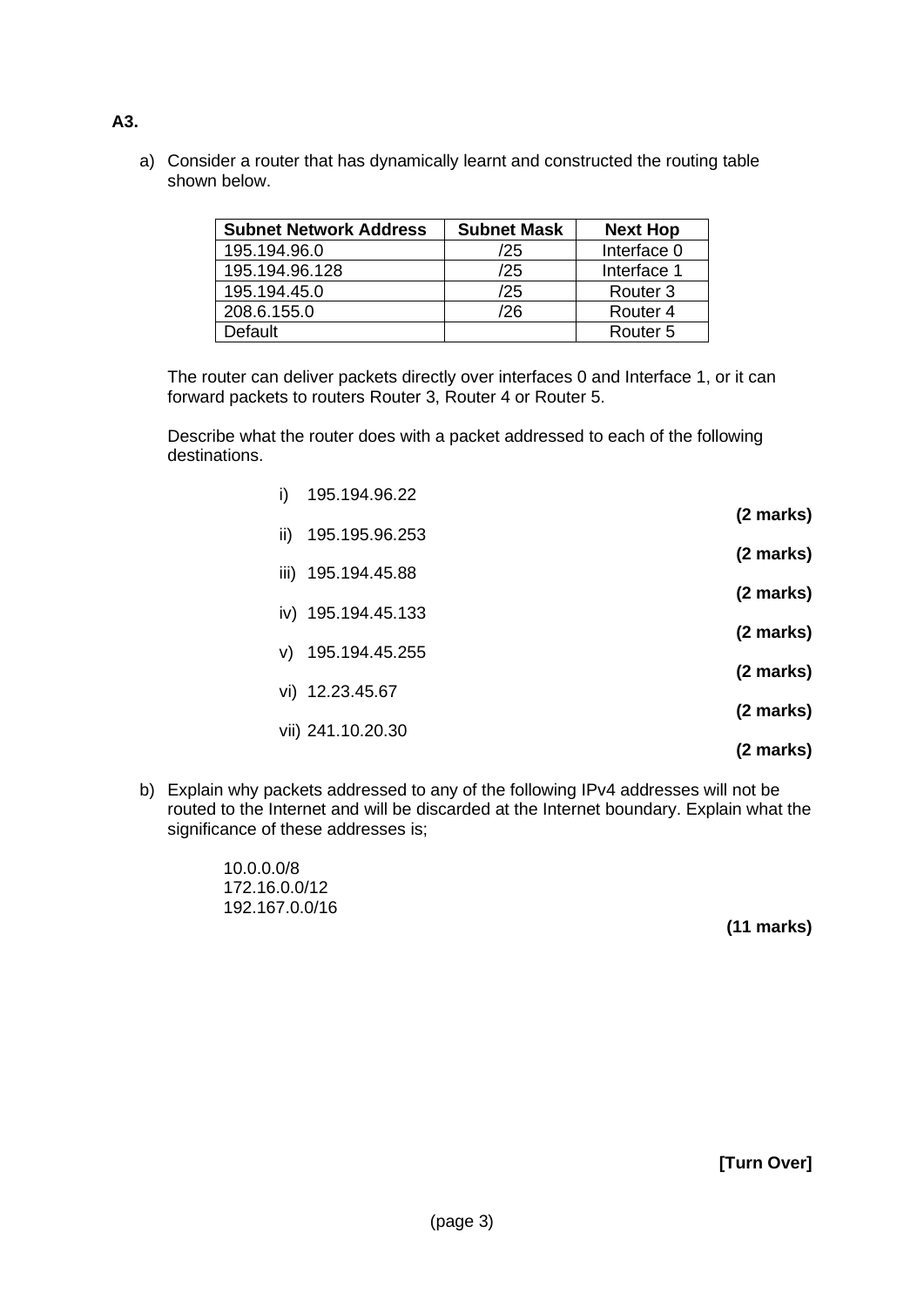**A3.**

a) Consider a router that has dynamically learnt and constructed the routing table shown below.

| Subnet Network Address | Subnet Mask | Next Hop |
|---|---|---|
| 195.194.96.0 | /25 | Interface 0 |
| 195.194.96.128 | /25 | Interface 1 |
| 195.194.45.0 | /25 | Router 3 |
| 208.6.155.0 | /26 | Router 4 |
| Default | | Router 5 |

The router can deliver packets directly over interfaces 0 and Interface 1, or it can forward packets to routers Router 3, Router 4 or Router 5.

Describe what the router does with a packet addressed to each of the following destinations.

i) 195.194.96.22 **(2 marks)**

ii) 195.195.96.253 **(2 marks)**

iii) 195.194.45.88 **(2 marks)**

iv) 195.194.45.133 **(2 marks)**

v) 195.194.45.255 **(2 marks)**

vi) 12.23.45.67 **(2 marks)**

vii) 241.10.20.30 **(2 marks)**

b) Explain why packets addressed to any of the following IPv4 addresses will not be routed to the Internet and will be discarded at the Internet boundary. Explain what the significance of these addresses is;

10.0.0.0/8
172.16.0.0/12
192.167.0.0/16

**(11 marks)**

**[Turn Over]**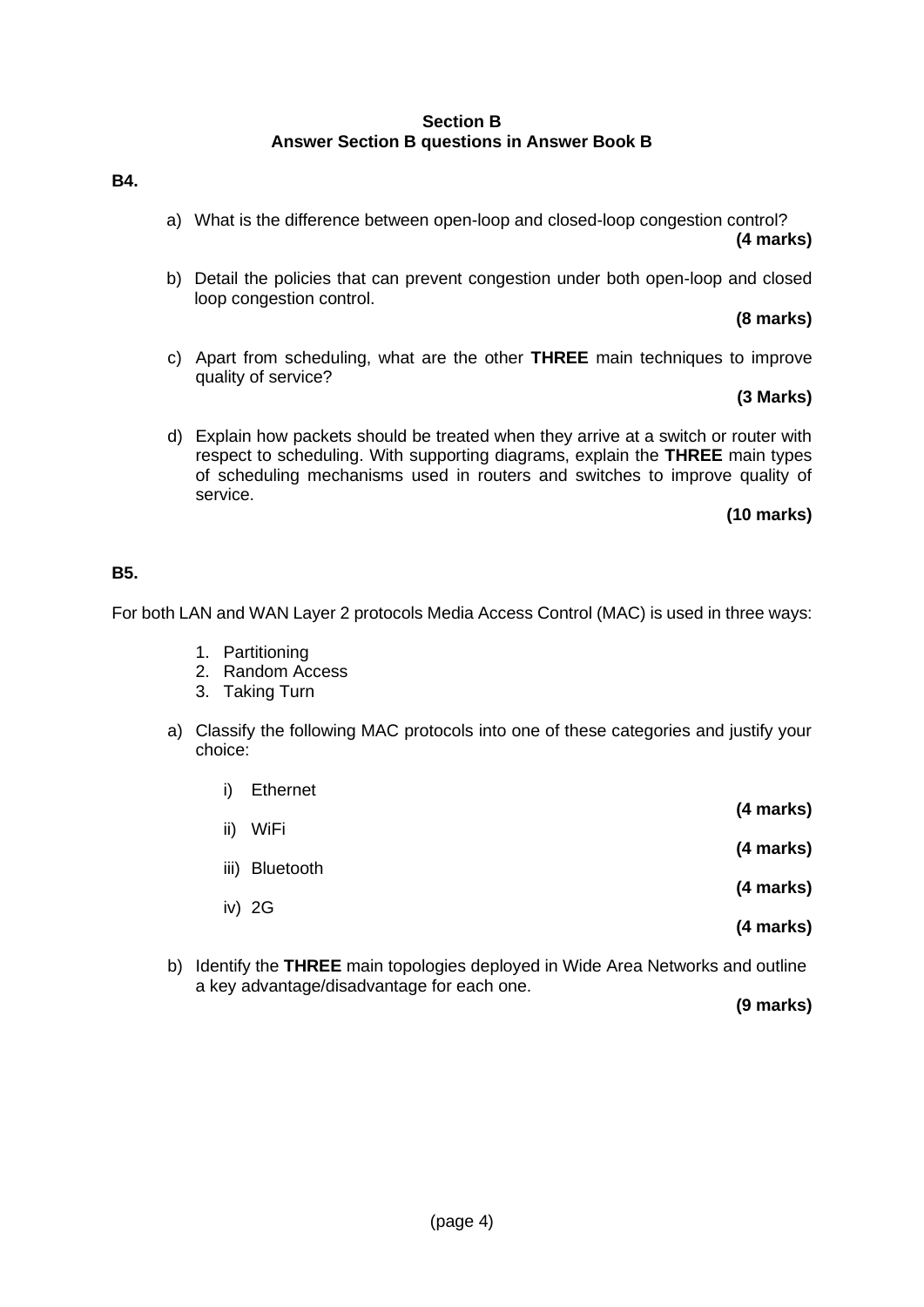**Section B**
**Answer Section B questions in Answer Book B**

**B4.**

a) What is the difference between open-loop and closed-loop congestion control?
**(4 marks)**

b) Detail the policies that can prevent congestion under both open-loop and closed loop congestion control.
**(8 marks)**

c) Apart from scheduling, what are the other **THREE** main techniques to improve quality of service?
**(3 Marks)**

d) Explain how packets should be treated when they arrive at a switch or router with respect to scheduling. With supporting diagrams, explain the **THREE** main types of scheduling mechanisms used in routers and switches to improve quality of service.
**(10 marks)**

**B5.**

For both LAN and WAN Layer 2 protocols Media Access Control (MAC) is used in three ways:

1. Partitioning
2. Random Access
3. Taking Turn

a) Classify the following MAC protocols into one of these categories and justify your choice:

i) Ethernet
**(4 marks)**

ii) WiFi
**(4 marks)**

iii) Bluetooth
**(4 marks)**

iv) 2G
**(4 marks)**

b) Identify the **THREE** main topologies deployed in Wide Area Networks and outline a key advantage/disadvantage for each one.
**(9 marks)**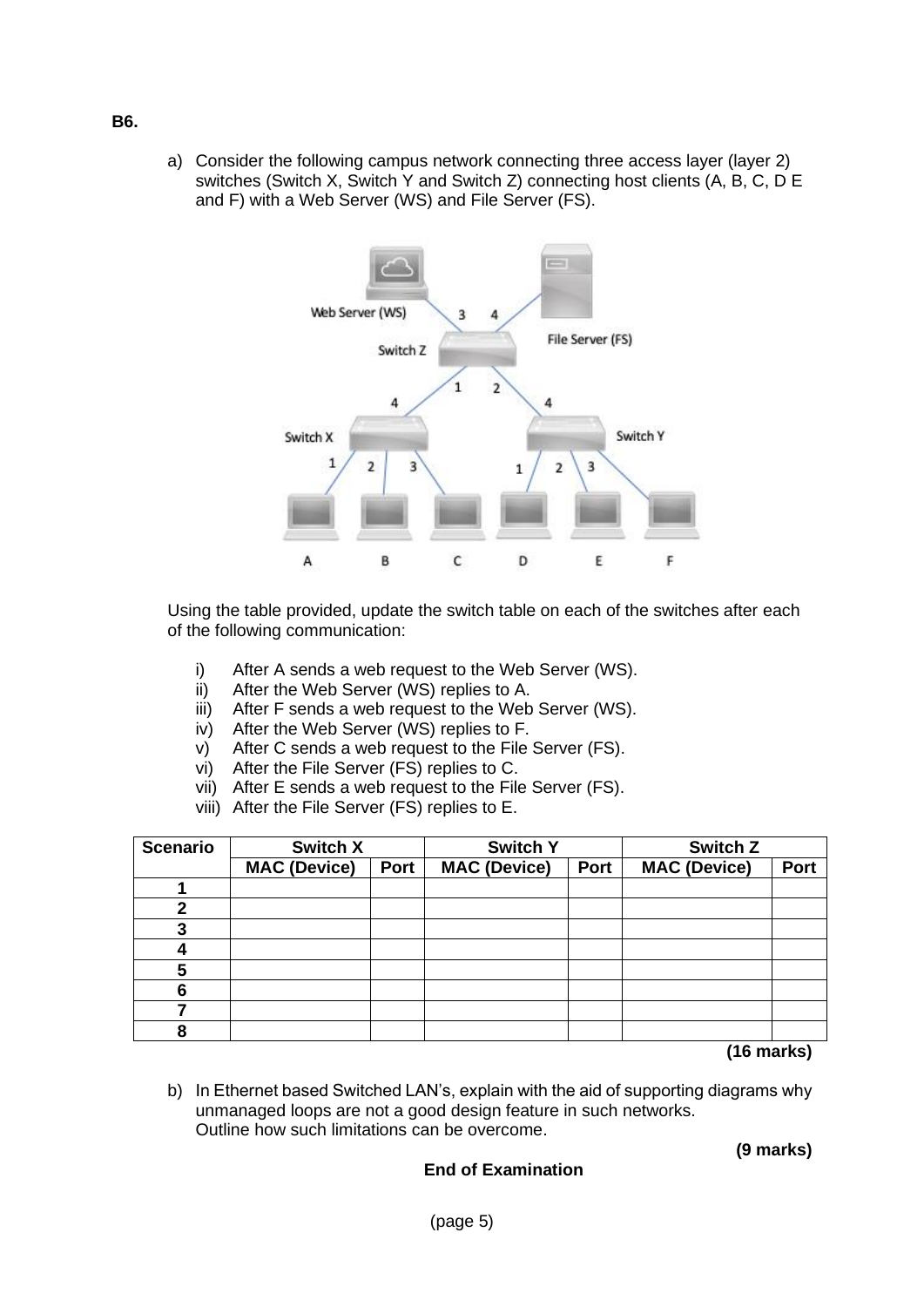**B6.**

a) Consider the following campus network connecting three access layer (layer 2) switches (Switch X, Switch Y and Switch Z) connecting host clients (A, B, C, D E and F) with a Web Server (WS) and File Server (FS).

Web Server (WS)
3 4
File Server (FS)
Switch Z
1 2
4 4
Switch X
Switch Y
1 2 3
1 2 3
A B C D E F

Using the table provided, update the switch table on each of the switches after each of the following communication:

i) After A sends a web request to the Web Server (WS).
ii) After the Web Server (WS) replies to A.
iii) After F sends a web request to the Web Server (WS).
iv) After the Web Server (WS) replies to F.
v) After C sends a web request to the File Server (FS).
vi) After the File Server (FS) replies to C.
vii) After E sends a web request to the File Server (FS).
viii) After the File Server (FS) replies to E.

| Scenario | Switch X | | Switch Y | | Switch Z | |
|---|---|---|---|---|---|---|
| | MAC (Device) | Port | MAC (Device) | Port | MAC (Device) | Port |
| 1 | | | | | | |
| 2 | | | | | | |
| 3 | | | | | | |
| 4 | | | | | | |
| 5 | | | | | | |
| 6 | | | | | | |
| 7 | | | | | | |
| 8 | | | | | | |

**(16 marks)**

b) In Ethernet based Switched LAN's, explain with the aid of supporting diagrams why unmanaged loops are not a good design feature in such networks.
Outline how such limitations can be overcome.

**(9 marks)**

**End of Examination**